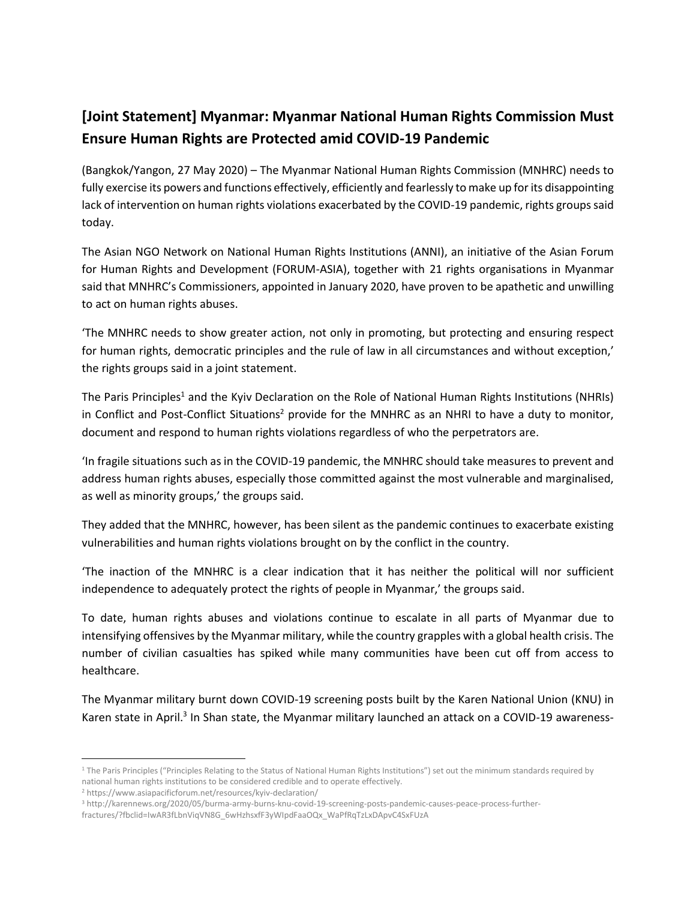# [Joint Statement] Myanmar: Myanmar National Human Rights Commission Must Ensure Human Rights are Protected amid COVID-19 Pandemic

(Bangkok/Yangon, 27 May 2020) – The Myanmar National Human Rights Commission (MNHRC) needs to fully exercise its powers and functions effectively, efficiently and fearlessly to make up for its disappointing lack of intervention on human rights violations exacerbated by the COVID-19 pandemic, rights groups said today.

The Asian NGO Network on National Human Rights Institutions (ANNI), an initiative of the Asian Forum for Human Rights and Development (FORUM-ASIA), together with 21 rights organisations in Myanmar said that MNHRC's Commissioners, appointed in January 2020, have proven to be apathetic and unwilling to act on human rights abuses.

'The MNHRC needs to show greater action, not only in promoting, but protecting and ensuring respect for human rights, democratic principles and the rule of law in all circumstances and without exception,' the rights groups said in a joint statement.

The Paris Principles[1] and the Kyiv Declaration on the Role of National Human Rights Institutions (NHRIs) in Conflict and Post-Conflict Situations[2] provide for the MNHRC as an NHRI to have a duty to monitor, document and respond to human rights violations regardless of who the perpetrators are.

'In fragile situations such as in the COVID-19 pandemic, the MNHRC should take measures to prevent and address human rights abuses, especially those committed against the most vulnerable and marginalised, as well as minority groups,' the groups said.

They added that the MNHRC, however, has been silent as the pandemic continues to exacerbate existing vulnerabilities and human rights violations brought on by the conflict in the country.

'The inaction of the MNHRC is a clear indication that it has neither the political will nor sufficient independence to adequately protect the rights of people in Myanmar,' the groups said.

To date, human rights abuses and violations continue to escalate in all parts of Myanmar due to intensifying offensives by the Myanmar military, while the country grapples with a global health crisis. The number of civilian casualties has spiked while many communities have been cut off from access to healthcare.

The Myanmar military burnt down COVID-19 screening posts built by the Karen National Union (KNU) in Karen state in April.[3] In Shan state, the Myanmar military launched an attack on a COVID-19 awareness-

---

[1] The Paris Principles ("Principles Relating to the Status of National Human Rights Institutions") set out the minimum standards required by national human rights institutions to be considered credible and to operate effectively.

[2] https://www.asiapacificforum.net/resources/kyiv-declaration/

[3] http://karennews.org/2020/05/burma-army-burns-knu-covid-19-screening-posts-pandemic-causes-peace-process-further-fractures/?fbclid=IwAR3fLbnViqVN8G_6wHzhsxfF3yWIpdFaaOQx_WaPfRqTzLxDApvC4SxFUzA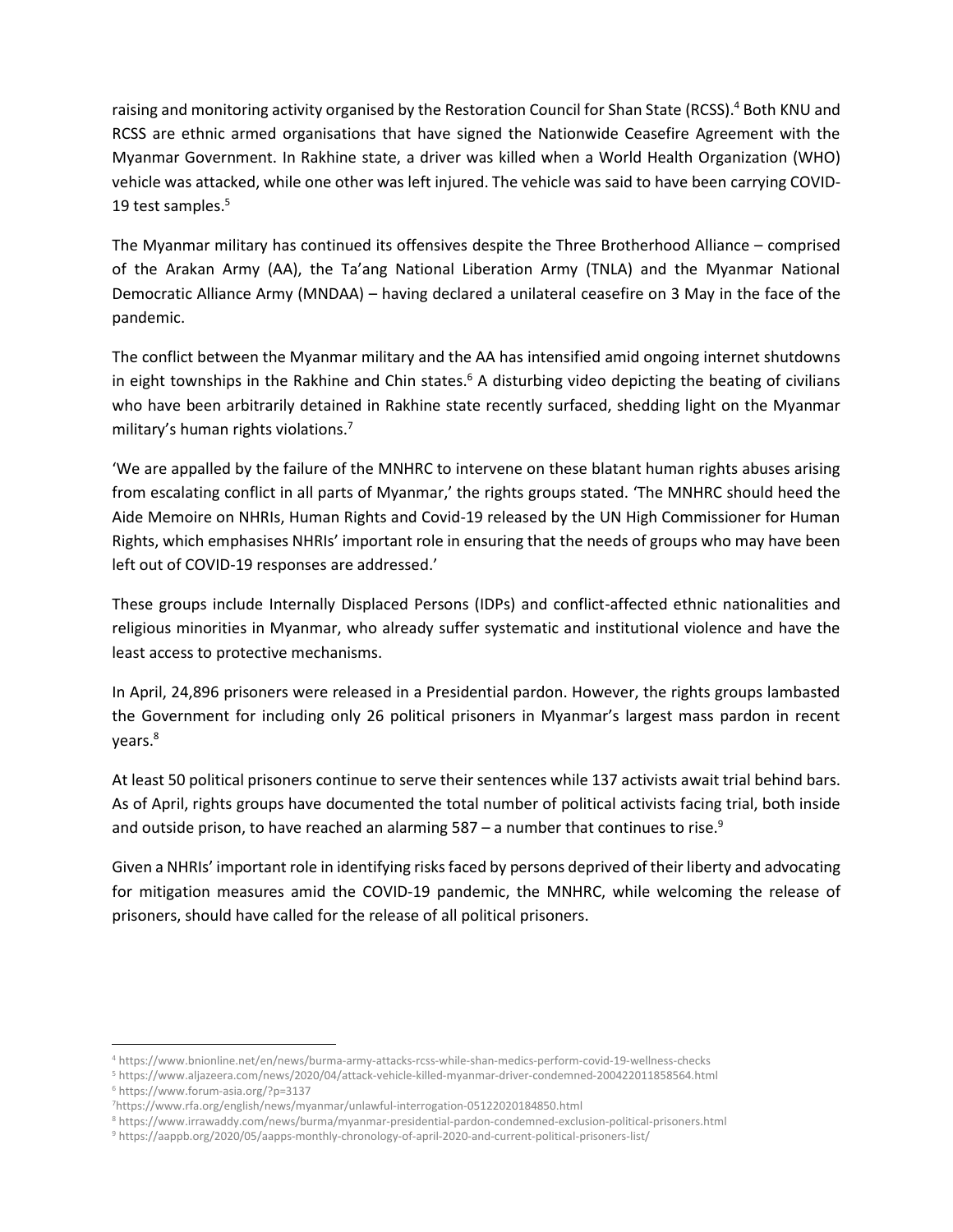raising and monitoring activity organised by the Restoration Council for Shan State (RCSS).[4] Both KNU and RCSS are ethnic armed organisations that have signed the Nationwide Ceasefire Agreement with the Myanmar Government. In Rakhine state, a driver was killed when a World Health Organization (WHO) vehicle was attacked, while one other was left injured. The vehicle was said to have been carrying COVID-19 test samples.[5]

The Myanmar military has continued its offensives despite the Three Brotherhood Alliance – comprised of the Arakan Army (AA), the Ta'ang National Liberation Army (TNLA) and the Myanmar National Democratic Alliance Army (MNDAA) – having declared a unilateral ceasefire on 3 May in the face of the pandemic.

The conflict between the Myanmar military and the AA has intensified amid ongoing internet shutdowns in eight townships in the Rakhine and Chin states.[6] A disturbing video depicting the beating of civilians who have been arbitrarily detained in Rakhine state recently surfaced, shedding light on the Myanmar military's human rights violations.[7]

'We are appalled by the failure of the MNHRC to intervene on these blatant human rights abuses arising from escalating conflict in all parts of Myanmar,' the rights groups stated. 'The MNHRC should heed the Aide Memoire on NHRIs, Human Rights and Covid-19 released by the UN High Commissioner for Human Rights, which emphasises NHRIs' important role in ensuring that the needs of groups who may have been left out of COVID-19 responses are addressed.'

These groups include Internally Displaced Persons (IDPs) and conflict-affected ethnic nationalities and religious minorities in Myanmar, who already suffer systematic and institutional violence and have the least access to protective mechanisms.

In April, 24,896 prisoners were released in a Presidential pardon. However, the rights groups lambasted the Government for including only 26 political prisoners in Myanmar's largest mass pardon in recent years.[8]

At least 50 political prisoners continue to serve their sentences while 137 activists await trial behind bars. As of April, rights groups have documented the total number of political activists facing trial, both inside and outside prison, to have reached an alarming 587 – a number that continues to rise.[9]

Given a NHRIs' important role in identifying risks faced by persons deprived of their liberty and advocating for mitigation measures amid the COVID-19 pandemic, the MNHRC, while welcoming the release of prisoners, should have called for the release of all political prisoners.

---

[4] https://www.bnionline.net/en/news/burma-army-attacks-rcss-while-shan-medics-perform-covid-19-wellness-checks

[5] https://www.aljazeera.com/news/2020/04/attack-vehicle-killed-myanmar-driver-condemned-200422011858564.html

[6] https://www.forum-asia.org/?p=3137

[7] https://www.rfa.org/english/news/myanmar/unlawful-interrogation-05122020184850.html

[8] https://www.irrawaddy.com/news/burma/myanmar-presidential-pardon-condemned-exclusion-political-prisoners.html

[9] https://aappb.org/2020/05/aapps-monthly-chronology-of-april-2020-and-current-political-prisoners-list/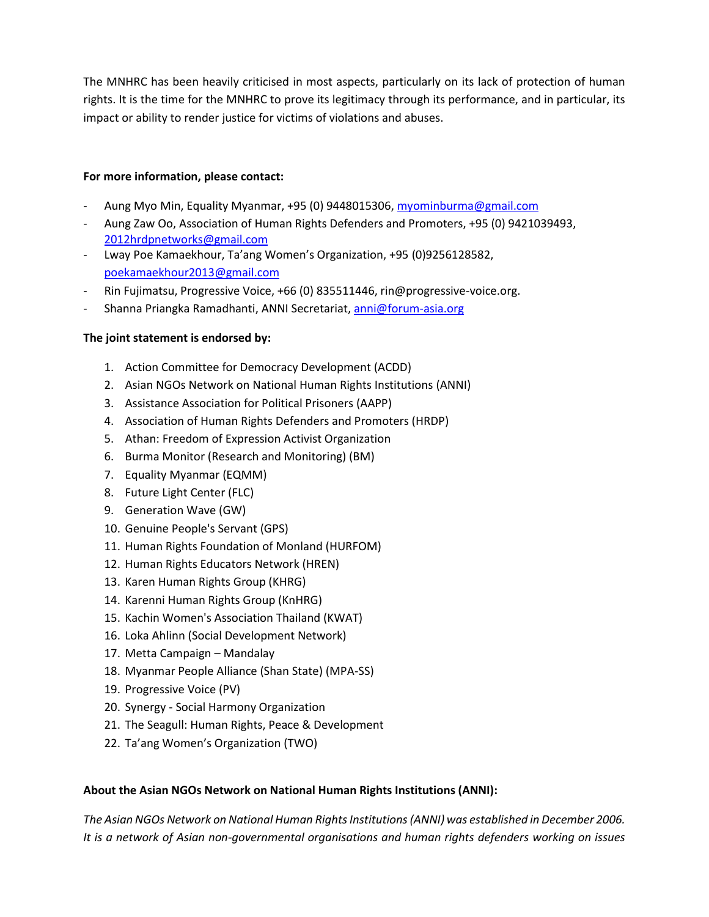The MNHRC has been heavily criticised in most aspects, particularly on its lack of protection of human rights. It is the time for the MNHRC to prove its legitimacy through its performance, and in particular, its impact or ability to render justice for victims of violations and abuses.

**For more information, please contact:**

- Aung Myo Min, Equality Myanmar, +95 (0) 9448015306, myominburma@gmail.com
- Aung Zaw Oo, Association of Human Rights Defenders and Promoters, +95 (0) 9421039493, 2012hrdpnetworks@gmail.com
- Lway Poe Kamaekhour, Ta'ang Women's Organization, +95 (0)9256128582, poekamaekhour2013@gmail.com
- Rin Fujimatsu, Progressive Voice, +66 (0) 835511446, rin@progressive-voice.org.
- Shanna Priangka Ramadhanti, ANNI Secretariat, anni@forum-asia.org

**The joint statement is endorsed by:**

1. Action Committee for Democracy Development (ACDD)
2. Asian NGOs Network on National Human Rights Institutions (ANNI)
3. Assistance Association for Political Prisoners (AAPP)
4. Association of Human Rights Defenders and Promoters (HRDP)
5. Athan: Freedom of Expression Activist Organization
6. Burma Monitor (Research and Monitoring) (BM)
7. Equality Myanmar (EQMM)
8. Future Light Center (FLC)
9. Generation Wave (GW)
10. Genuine People's Servant (GPS)
11. Human Rights Foundation of Monland (HURFOM)
12. Human Rights Educators Network (HREN)
13. Karen Human Rights Group (KHRG)
14. Karenni Human Rights Group (KnHRG)
15. Kachin Women's Association Thailand (KWAT)
16. Loka Ahlinn (Social Development Network)
17. Metta Campaign – Mandalay
18. Myanmar People Alliance (Shan State) (MPA-SS)
19. Progressive Voice (PV)
20. Synergy - Social Harmony Organization
21. The Seagull: Human Rights, Peace & Development
22. Ta'ang Women's Organization (TWO)

**About the Asian NGOs Network on National Human Rights Institutions (ANNI):**

*The Asian NGOs Network on National Human Rights Institutions (ANNI) was established in December 2006. It is a network of Asian non-governmental organisations and human rights defenders working on issues*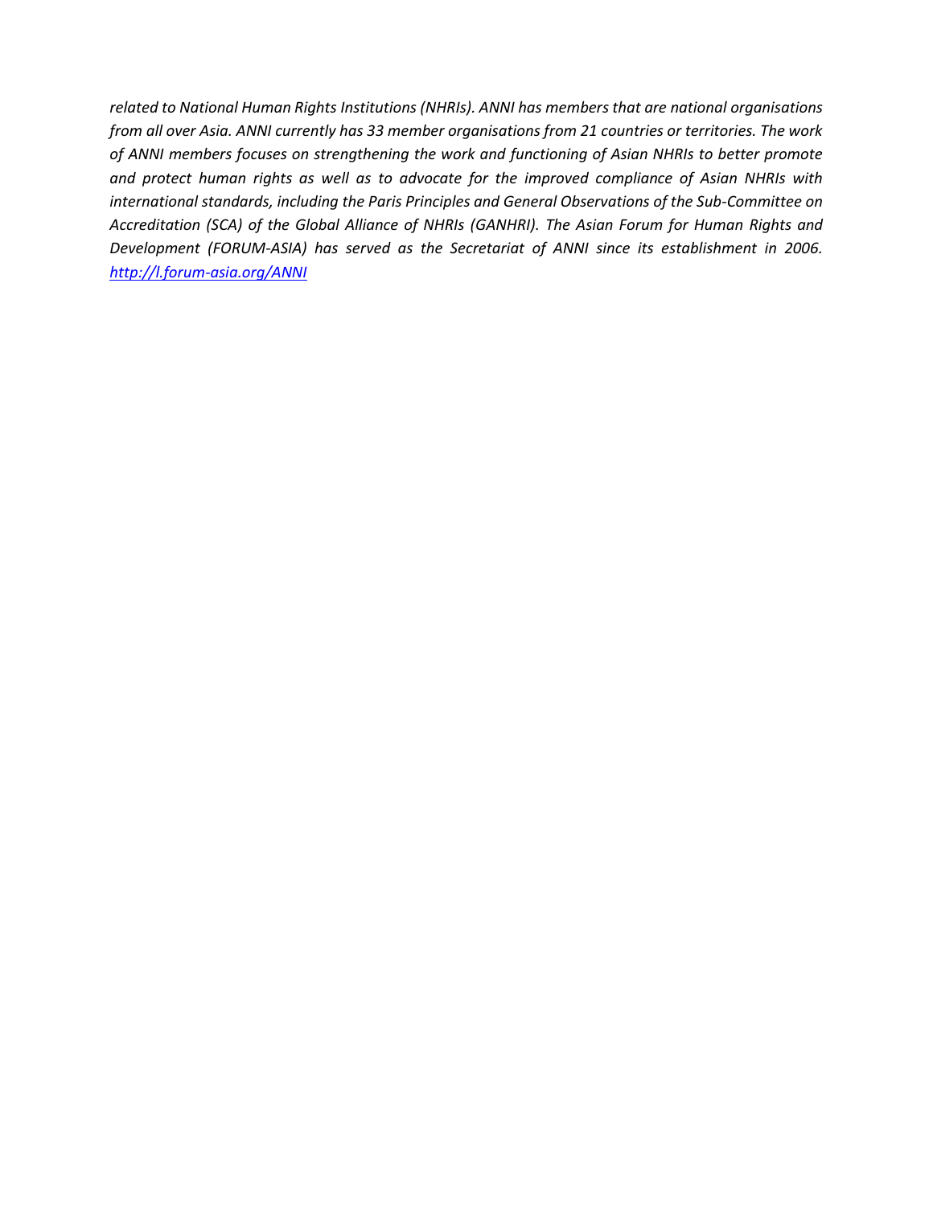*related to National Human Rights Institutions (NHRIs). ANNI has members that are national organisations from all over Asia. ANNI currently has 33 member organisations from 21 countries or territories. The work of ANNI members focuses on strengthening the work and functioning of Asian NHRIs to better promote and protect human rights as well as to advocate for the improved compliance of Asian NHRIs with international standards, including the Paris Principles and General Observations of the Sub-Committee on Accreditation (SCA) of the Global Alliance of NHRIs (GANHRI). The Asian Forum for Human Rights and Development (FORUM-ASIA) has served as the Secretariat of ANNI since its establishment in 2006. [http://l.forum-asia.org/ANNI](http://l.forum-asia.org/ANNI)*